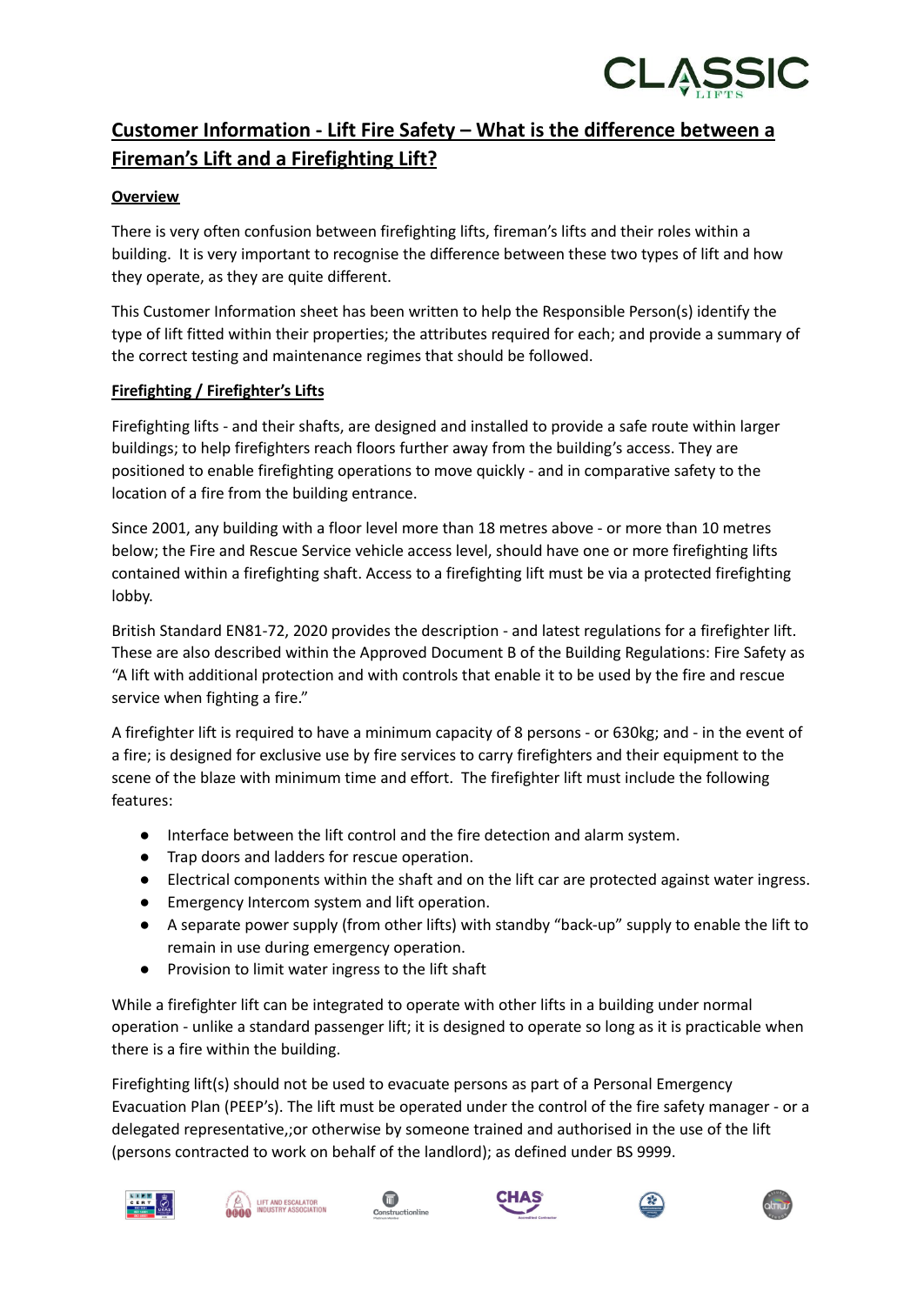# Customer Information - Lift Fire Safety – What is the difference between a Fireman's Lift and a Firefighting Lift?

## Overview

There is very often confusion between firefighting lifts, fireman's lifts and their roles within a building. It is very important to recognise the difference between these two types of lift and how they operate, as they are quite different.

This Customer Information sheet has been written to help the Responsible Person(s) identify the type of lift fitted within their properties; the attributes required for each; and provide a summary of the correct testing and maintenance regimes that should be followed.

## Firefighting / Firefighter's Lifts

Firefighting lifts - and their shafts, are designed and installed to provide a safe route within larger buildings; to help firefighters reach floors further away from the building's access. They are positioned to enable firefighting operations to move quickly - and in comparative safety to the location of a fire from the building entrance.

Since 2001, any building with a floor level more than 18 metres above - or more than 10 metres below; the Fire and Rescue Service vehicle access level, should have one or more firefighting lifts contained within a firefighting shaft. Access to a firefighting lift must be via a protected firefighting lobby.

British Standard EN81-72, 2020 provides the description - and latest regulations for a firefighter lift. These are also described within the Approved Document B of the Building Regulations: Fire Safety as "A lift with additional protection and with controls that enable it to be used by the fire and rescue service when fighting a fire."

A firefighter lift is required to have a minimum capacity of 8 persons - or 630kg; and - in the event of a fire; is designed for exclusive use by fire services to carry firefighters and their equipment to the scene of the blaze with minimum time and effort. The firefighter lift must include the following features:

- Interface between the lift control and the fire detection and alarm system.
- Trap doors and ladders for rescue operation.
- Electrical components within the shaft and on the lift car are protected against water ingress.
- Emergency Intercom system and lift operation.
- A separate power supply (from other lifts) with standby "back-up" supply to enable the lift to remain in use during emergency operation.
- Provision to limit water ingress to the lift shaft

While a firefighter lift can be integrated to operate with other lifts in a building under normal operation - unlike a standard passenger lift; it is designed to operate so long as it is practicable when there is a fire within the building.

Firefighting lift(s) should not be used to evacuate persons as part of a Personal Emergency Evacuation Plan (PEEP's). The lift must be operated under the control of the fire safety manager - or a delegated representative,;or otherwise by someone trained and authorised in the use of the lift (persons contracted to work on behalf of the landlord); as defined under BS 9999.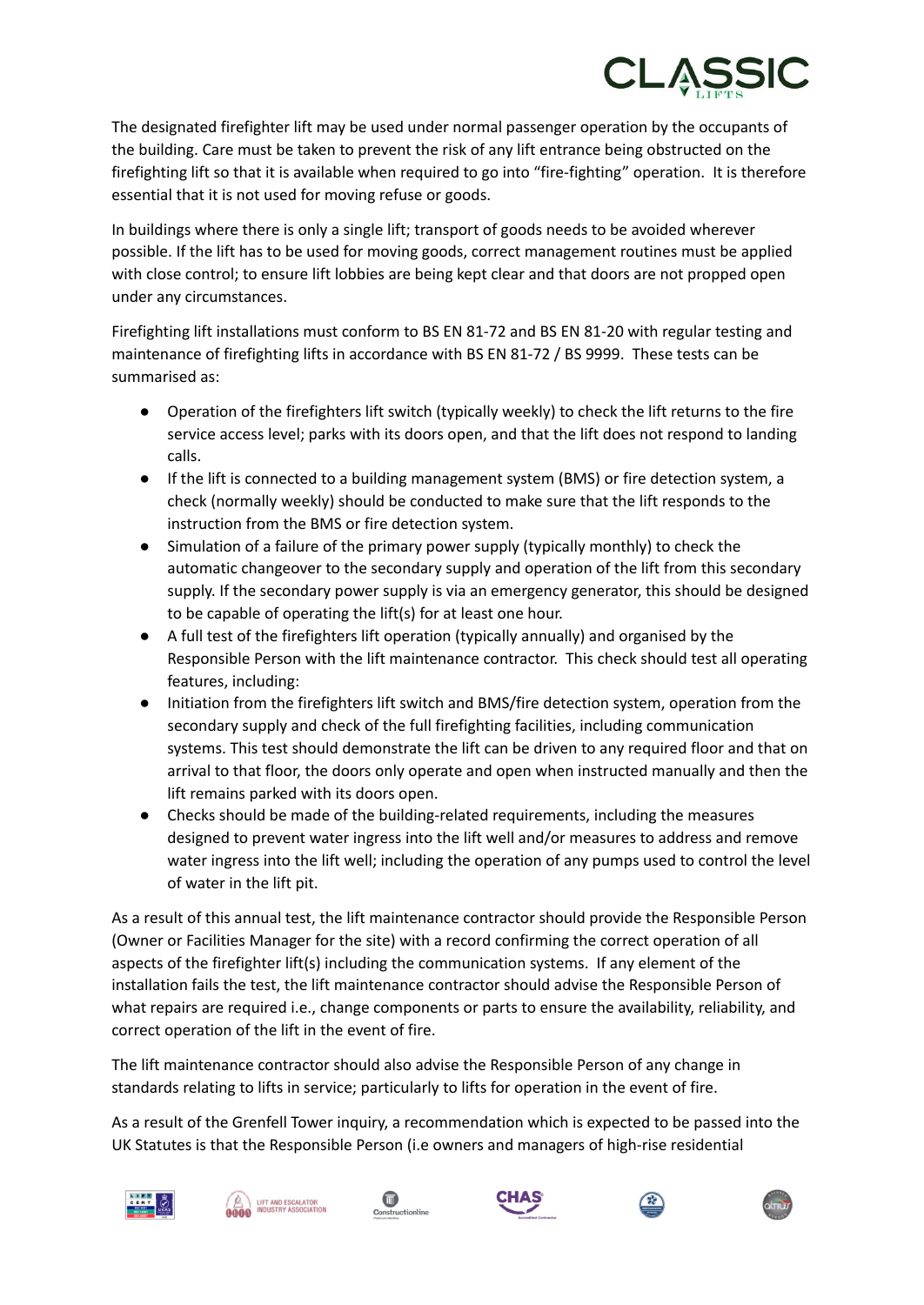The designated firefighter lift may be used under normal passenger operation by the occupants of the building. Care must be taken to prevent the risk of any lift entrance being obstructed on the firefighting lift so that it is available when required to go into "fire-fighting" operation. It is therefore essential that it is not used for moving refuse or goods.

In buildings where there is only a single lift; transport of goods needs to be avoided wherever possible. If the lift has to be used for moving goods, correct management routines must be applied with close control; to ensure lift lobbies are being kept clear and that doors are not propped open under any circumstances.

Firefighting lift installations must conform to BS EN 81-72 and BS EN 81-20 with regular testing and maintenance of firefighting lifts in accordance with BS EN 81-72 / BS 9999. These tests can be summarised as:

- Operation of the firefighters lift switch (typically weekly) to check the lift returns to the fire service access level; parks with its doors open, and that the lift does not respond to landing calls.
- If the lift is connected to a building management system (BMS) or fire detection system, a check (normally weekly) should be conducted to make sure that the lift responds to the instruction from the BMS or fire detection system.
- Simulation of a failure of the primary power supply (typically monthly) to check the automatic changeover to the secondary supply and operation of the lift from this secondary supply. If the secondary power supply is via an emergency generator, this should be designed to be capable of operating the lift(s) for at least one hour.
- A full test of the firefighters lift operation (typically annually) and organised by the Responsible Person with the lift maintenance contractor. This check should test all operating features, including:
- Initiation from the firefighters lift switch and BMS/fire detection system, operation from the secondary supply and check of the full firefighting facilities, including communication systems. This test should demonstrate the lift can be driven to any required floor and that on arrival to that floor, the doors only operate and open when instructed manually and then the lift remains parked with its doors open.
- Checks should be made of the building-related requirements, including the measures designed to prevent water ingress into the lift well and/or measures to address and remove water ingress into the lift well; including the operation of any pumps used to control the level of water in the lift pit.

As a result of this annual test, the lift maintenance contractor should provide the Responsible Person (Owner or Facilities Manager for the site) with a record confirming the correct operation of all aspects of the firefighter lift(s) including the communication systems. If any element of the installation fails the test, the lift maintenance contractor should advise the Responsible Person of what repairs are required i.e., change components or parts to ensure the availability, reliability, and correct operation of the lift in the event of fire.

The lift maintenance contractor should also advise the Responsible Person of any change in standards relating to lifts in service; particularly to lifts for operation in the event of fire.

As a result of the Grenfell Tower inquiry, a recommendation which is expected to be passed into the UK Statutes is that the Responsible Person (i.e owners and managers of high-rise residential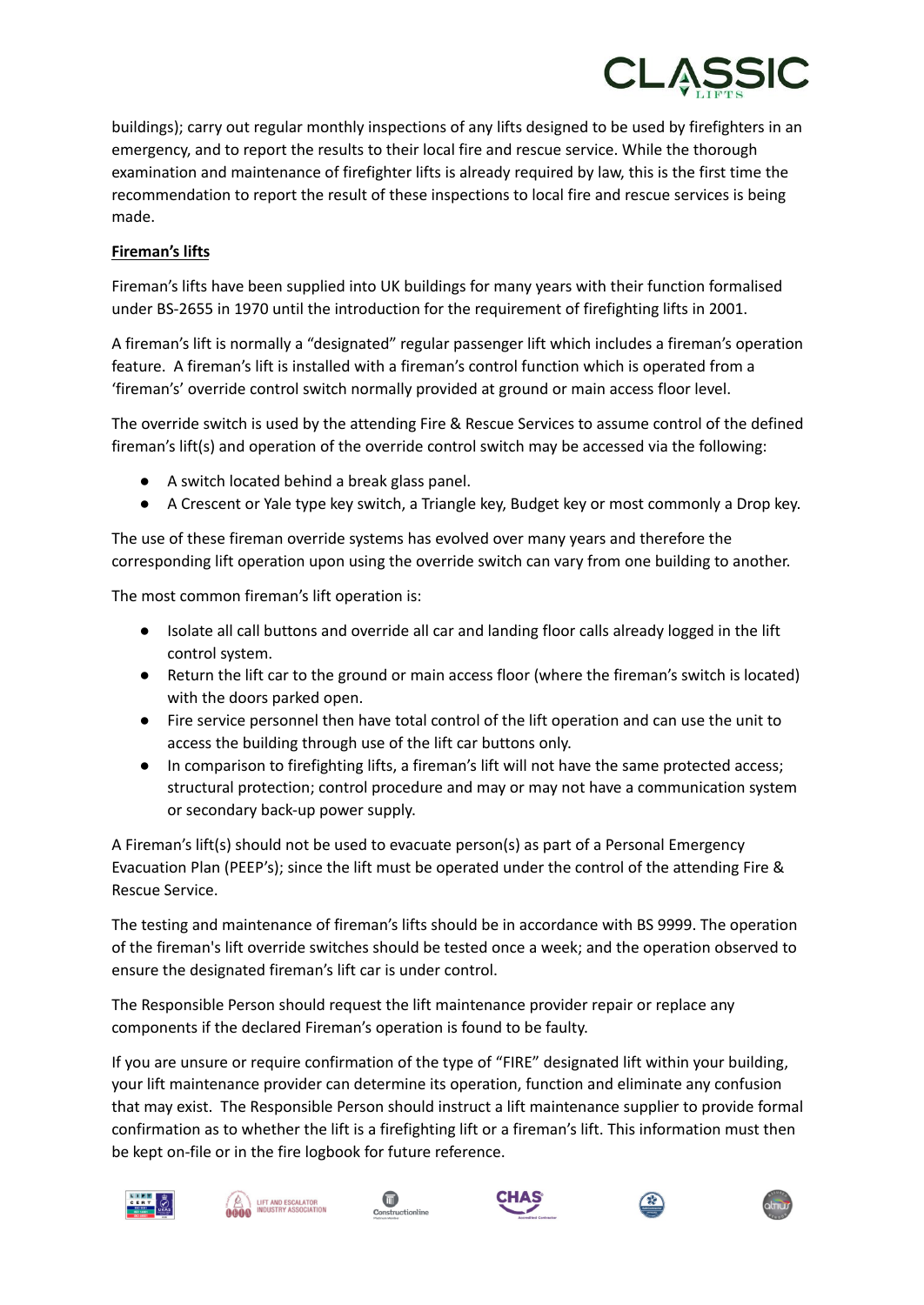buildings); carry out regular monthly inspections of any lifts designed to be used by firefighters in an emergency, and to report the results to their local fire and rescue service. While the thorough examination and maintenance of firefighter lifts is already required by law, this is the first time the recommendation to report the result of these inspections to local fire and rescue services is being made.

## Fireman's lifts

Fireman's lifts have been supplied into UK buildings for many years with their function formalised under BS-2655 in 1970 until the introduction for the requirement of firefighting lifts in 2001.

A fireman's lift is normally a "designated" regular passenger lift which includes a fireman's operation feature. A fireman's lift is installed with a fireman's control function which is operated from a 'fireman's' override control switch normally provided at ground or main access floor level.

The override switch is used by the attending Fire & Rescue Services to assume control of the defined fireman's lift(s) and operation of the override control switch may be accessed via the following:

- A switch located behind a break glass panel.
- A Crescent or Yale type key switch, a Triangle key, Budget key or most commonly a Drop key.

The use of these fireman override systems has evolved over many years and therefore the corresponding lift operation upon using the override switch can vary from one building to another.

The most common fireman's lift operation is:

- Isolate all call buttons and override all car and landing floor calls already logged in the lift control system.
- Return the lift car to the ground or main access floor (where the fireman's switch is located) with the doors parked open.
- Fire service personnel then have total control of the lift operation and can use the unit to access the building through use of the lift car buttons only.
- In comparison to firefighting lifts, a fireman's lift will not have the same protected access; structural protection; control procedure and may or may not have a communication system or secondary back-up power supply.

A Fireman's lift(s) should not be used to evacuate person(s) as part of a Personal Emergency Evacuation Plan (PEEP's); since the lift must be operated under the control of the attending Fire & Rescue Service.

The testing and maintenance of fireman's lifts should be in accordance with BS 9999. The operation of the fireman's lift override switches should be tested once a week; and the operation observed to ensure the designated fireman's lift car is under control.

The Responsible Person should request the lift maintenance provider repair or replace any components if the declared Fireman's operation is found to be faulty.

If you are unsure or require confirmation of the type of "FIRE" designated lift within your building, your lift maintenance provider can determine its operation, function and eliminate any confusion that may exist. The Responsible Person should instruct a lift maintenance supplier to provide formal confirmation as to whether the lift is a firefighting lift or a fireman's lift. This information must then be kept on-file or in the fire logbook for future reference.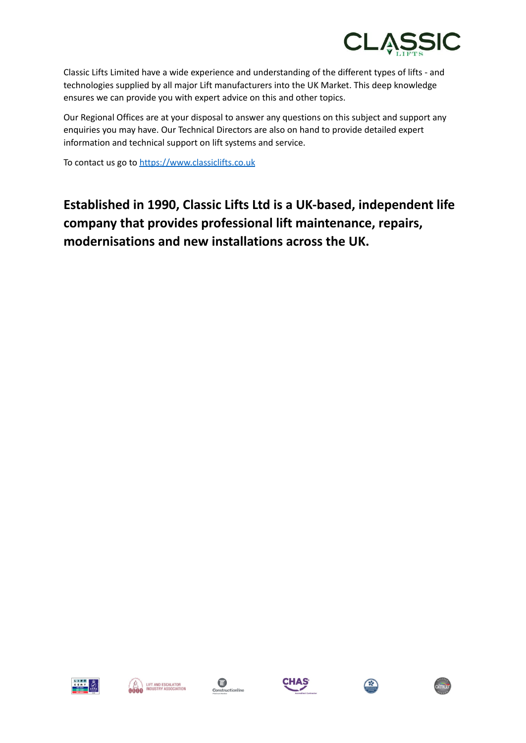Classic Lifts Limited have a wide experience and understanding of the different types of lifts - and technologies supplied by all major Lift manufacturers into the UK Market. This deep knowledge ensures we can provide you with expert advice on this and other topics.

Our Regional Offices are at your disposal to answer any questions on this subject and support any enquiries you may have. Our Technical Directors are also on hand to provide detailed expert information and technical support on lift systems and service.

To contact us go to [https://www.classiclifts.co.uk](https://www.classiclifts.co.uk)

**Established in 1990, Classic Lifts Ltd is a UK-based, independent life company that provides professional lift maintenance, repairs, modernisations and new installations across the UK.**